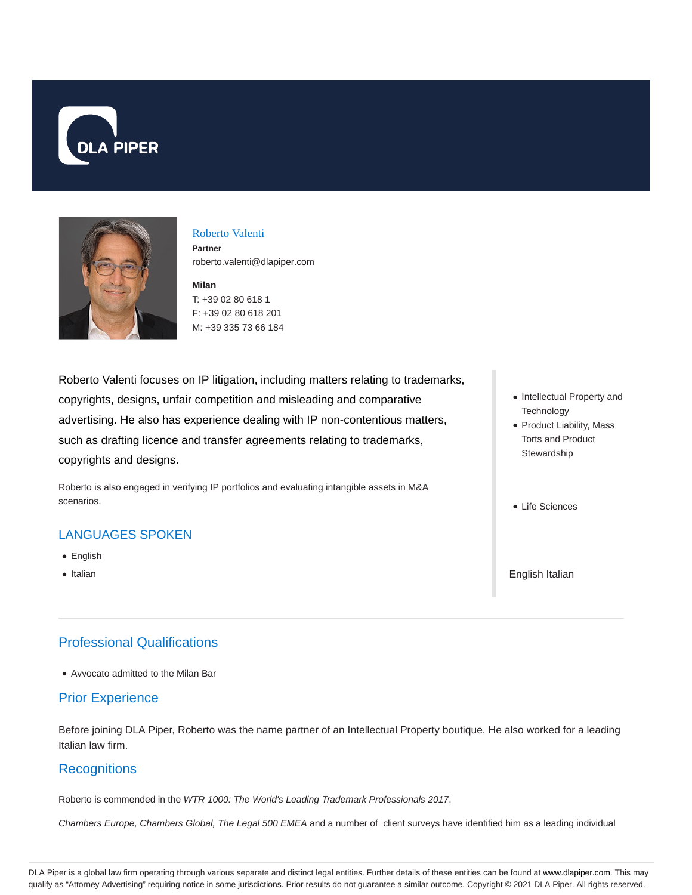# Roberto Valenti

**Partner**

roberto.valenti@dlapiper.com

**Milan**

T: +39 02 80 618 1

F: +39 02 80 618 201

M: +39 335 73 66 184

Roberto Valenti focuses on IP litigation, including matters relating to trademarks, copyrights, designs, unfair competition and misleading and comparative advertising. He also has experience dealing with IP non-contentious matters, such as drafting licence and transfer agreements relating to trademarks, copyrights and designs.

Roberto is also engaged in verifying IP portfolios and evaluating intangible assets in M&A scenarios.

- Intellectual Property and Technology
- Product Liability, Mass Torts and Product Stewardship

- Life Sciences

## LANGUAGES SPOKEN

- English
- Italian

English Italian

## Professional Qualifications

- Avvocato admitted to the Milan Bar

## Prior Experience

Before joining DLA Piper, Roberto was the name partner of an Intellectual Property boutique. He also worked for a leading Italian law firm.

## Recognitions

Roberto is commended in the *WTR 1000: The World's Leading Trademark Professionals 2017*.

*Chambers Europe, Chambers Global, The Legal 500 EMEA* and a number of client surveys have identified him as a leading individual

DLA Piper is a global law firm operating through various separate and distinct legal entities. Further details of these entities can be found at www.dlapiper.com. This may qualify as "Attorney Advertising" requiring notice in some jurisdictions. Prior results do not guarantee a similar outcome. Copyright © 2021 DLA Piper. All rights reserved.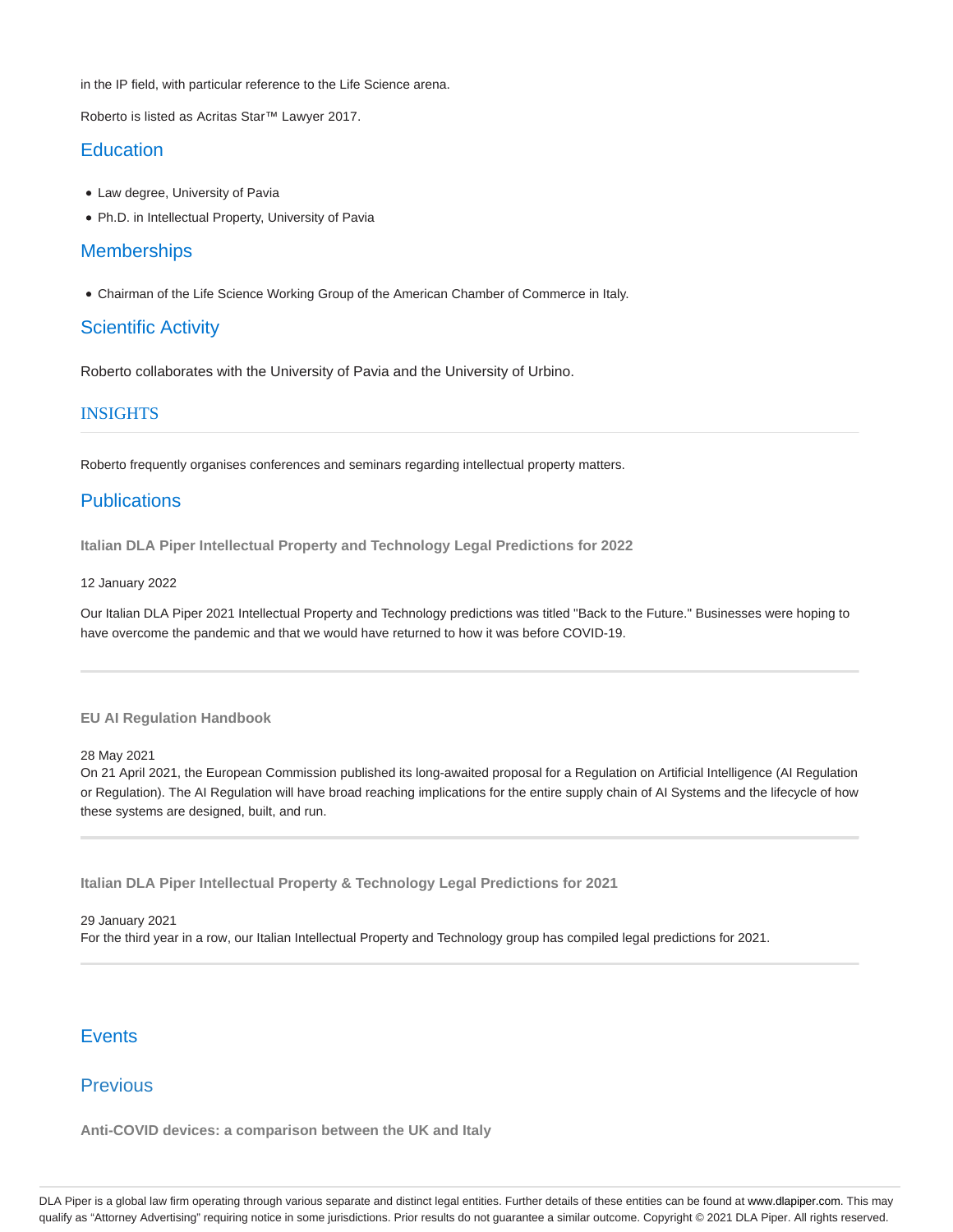in the IP field, with particular reference to the Life Science arena.

Roberto is listed as Acritas Star™ Lawyer 2017.

## Education

- Law degree, University of Pavia
- Ph.D. in Intellectual Property, University of Pavia

## Memberships

- Chairman of the Life Science Working Group of the American Chamber of Commerce in Italy.

## Scientific Activity

Roberto collaborates with the University of Pavia and the University of Urbino.

## INSIGHTS

Roberto frequently organises conferences and seminars regarding intellectual property matters.

## Publications

**Italian DLA Piper Intellectual Property and Technology Legal Predictions for 2022**

12 January 2022

Our Italian DLA Piper 2021 Intellectual Property and Technology predictions was titled "Back to the Future." Businesses were hoping to have overcome the pandemic and that we would have returned to how it was before COVID-19.

---

**EU AI Regulation Handbook**

28 May 2021

On 21 April 2021, the European Commission published its long-awaited proposal for a Regulation on Artificial Intelligence (AI Regulation or Regulation). The AI Regulation will have broad reaching implications for the entire supply chain of AI Systems and the lifecycle of how these systems are designed, built, and run.

---

**Italian DLA Piper Intellectual Property & Technology Legal Predictions for 2021**

29 January 2021

For the third year in a row, our Italian Intellectual Property and Technology group has compiled legal predictions for 2021.

---

## Events

## Previous

**Anti-COVID devices: a comparison between the UK and Italy**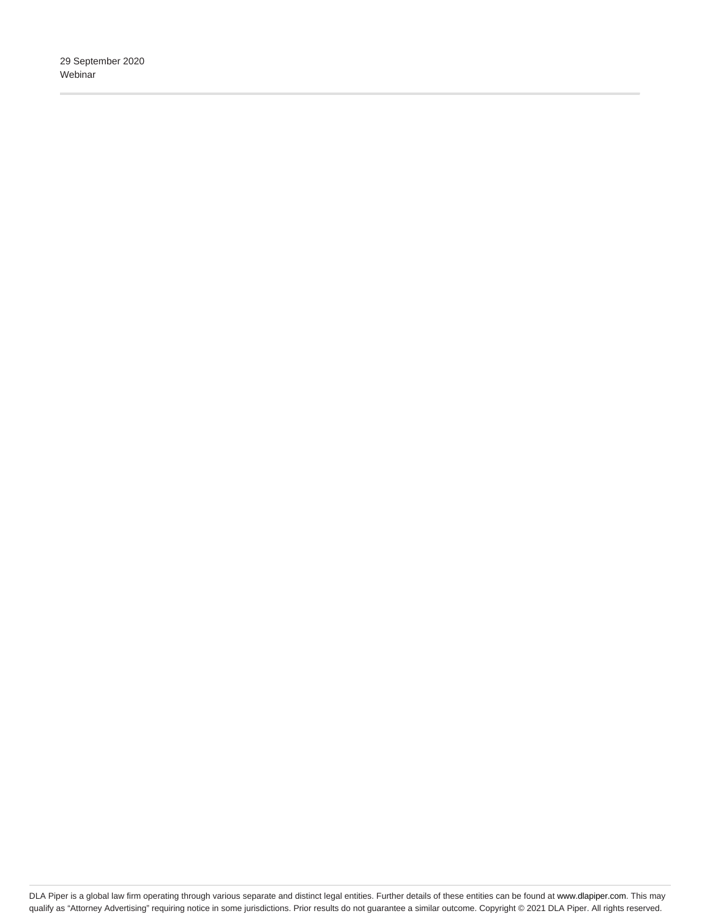29 September 2020
Webinar